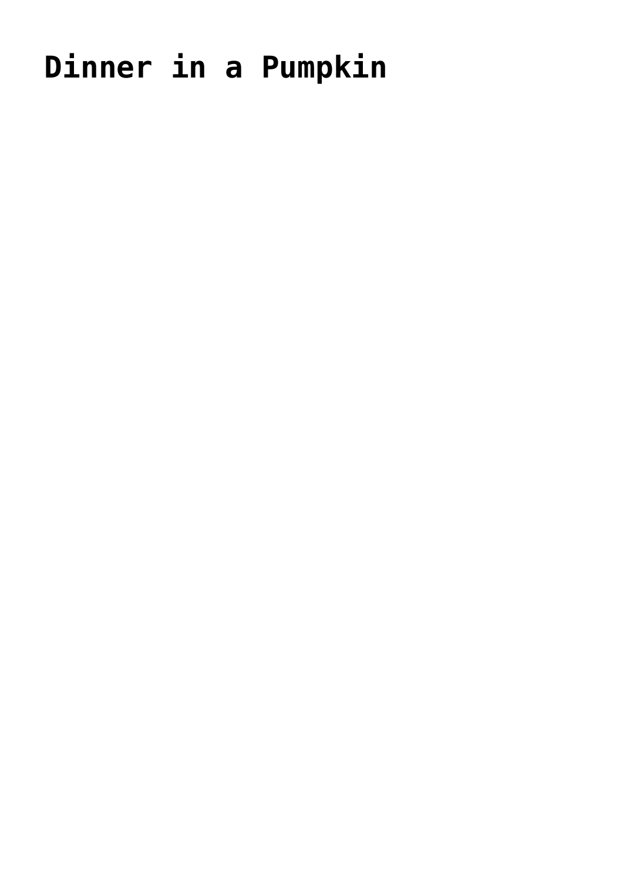# Dinner in a Pumpkin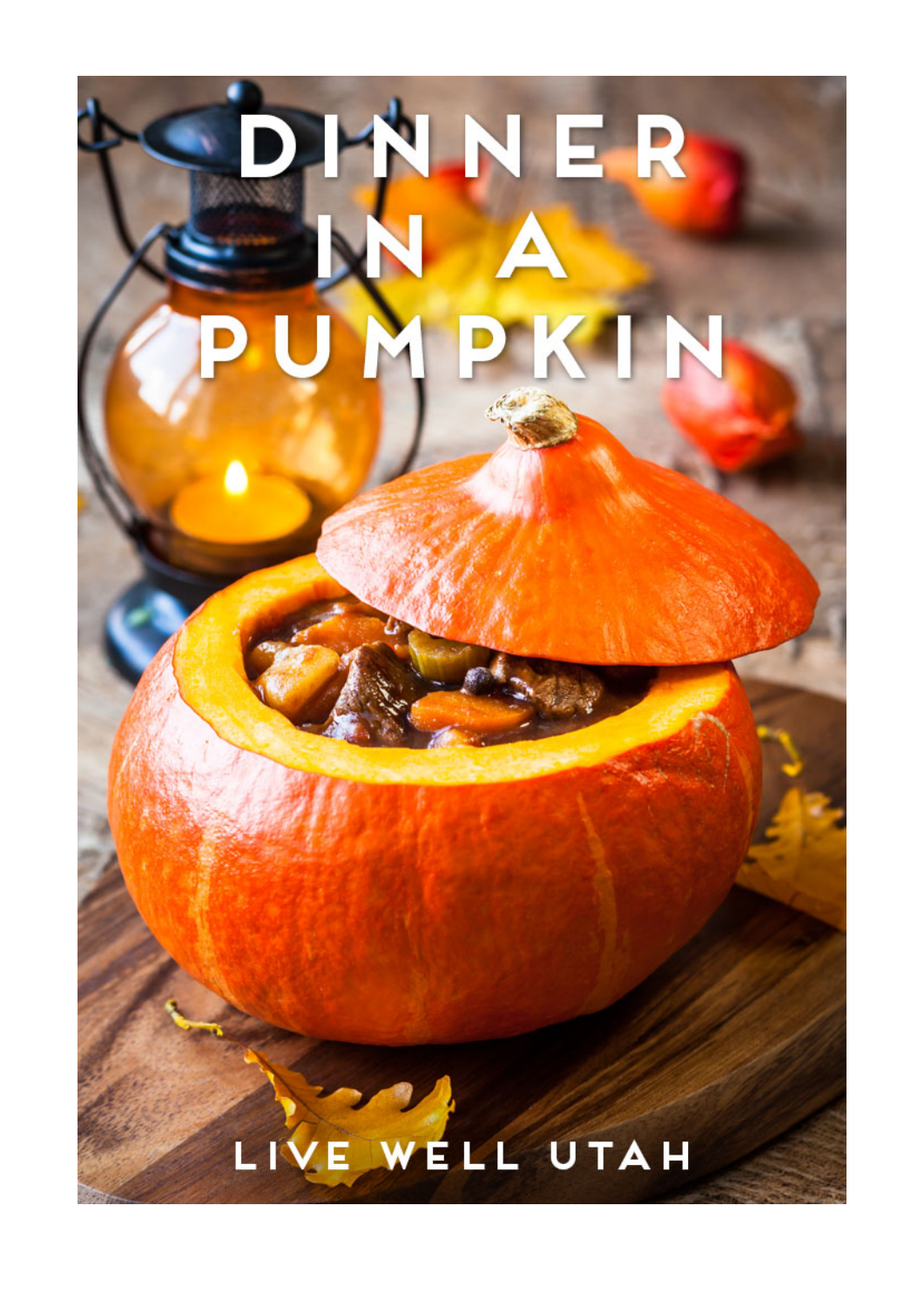# DINNER IN A PUMPKIN

LIVE WELL UTAH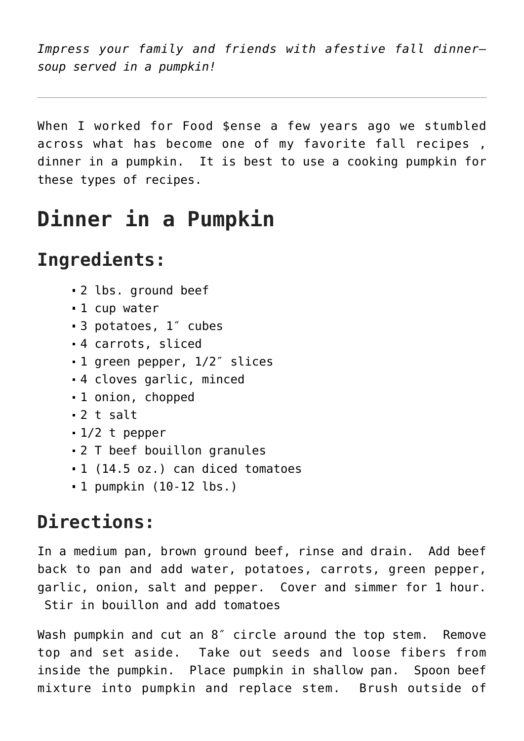*Impress your family and friends with afestive fall dinner–soup served in a pumpkin!*

---

When I worked for Food $ense a few years ago we stumbled across what has become one of my favorite fall recipes , dinner in a pumpkin.  It is best to use a cooking pumpkin for these types of recipes.

# Dinner in a Pumpkin

## Ingredients:

- 2 lbs. ground beef
- 1 cup water
- 3 potatoes, 1″ cubes
- 4 carrots, sliced
- 1 green pepper, 1/2″ slices
- 4 cloves garlic, minced
- 1 onion, chopped
- 2 t salt
- 1/2 t pepper
- 2 T beef bouillon granules
- 1 (14.5 oz.) can diced tomatoes
- 1 pumpkin (10-12 lbs.)

## Directions:

In a medium pan, brown ground beef, rinse and drain.  Add beef back to pan and add water, potatoes, carrots, green pepper, garlic, onion, salt and pepper.  Cover and simmer for 1 hour.  Stir in bouillon and add tomatoes

Wash pumpkin and cut an 8″ circle around the top stem.  Remove top and set aside.  Take out seeds and loose fibers from inside the pumpkin.  Place pumpkin in shallow pan.  Spoon beef mixture into pumpkin and replace stem.  Brush outside of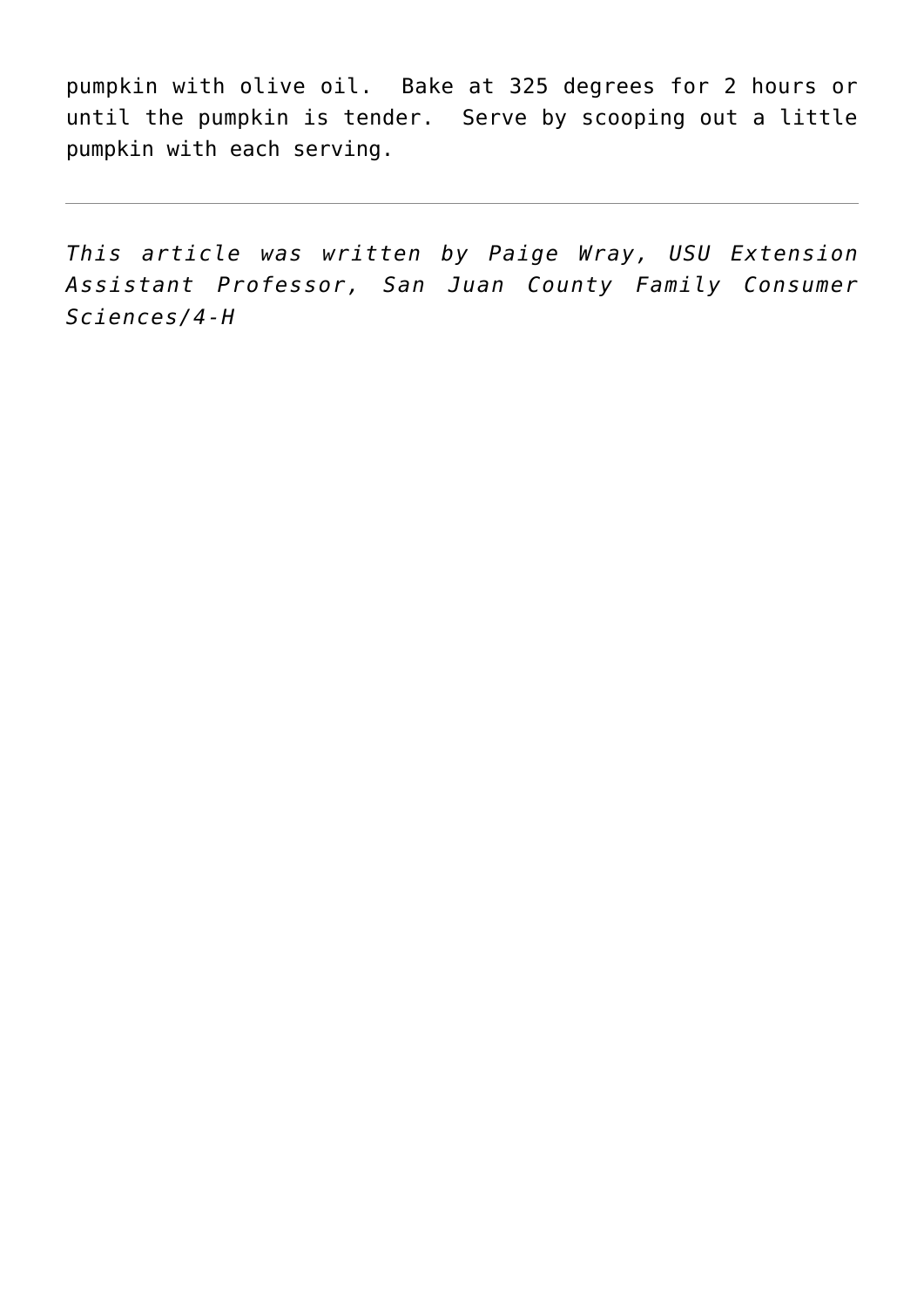pumpkin with olive oil. Bake at 325 degrees for 2 hours or until the pumpkin is tender. Serve by scooping out a little pumpkin with each serving.

---

*This article was written by Paige Wray, USU Extension Assistant Professor, San Juan County Family Consumer Sciences/4-H*